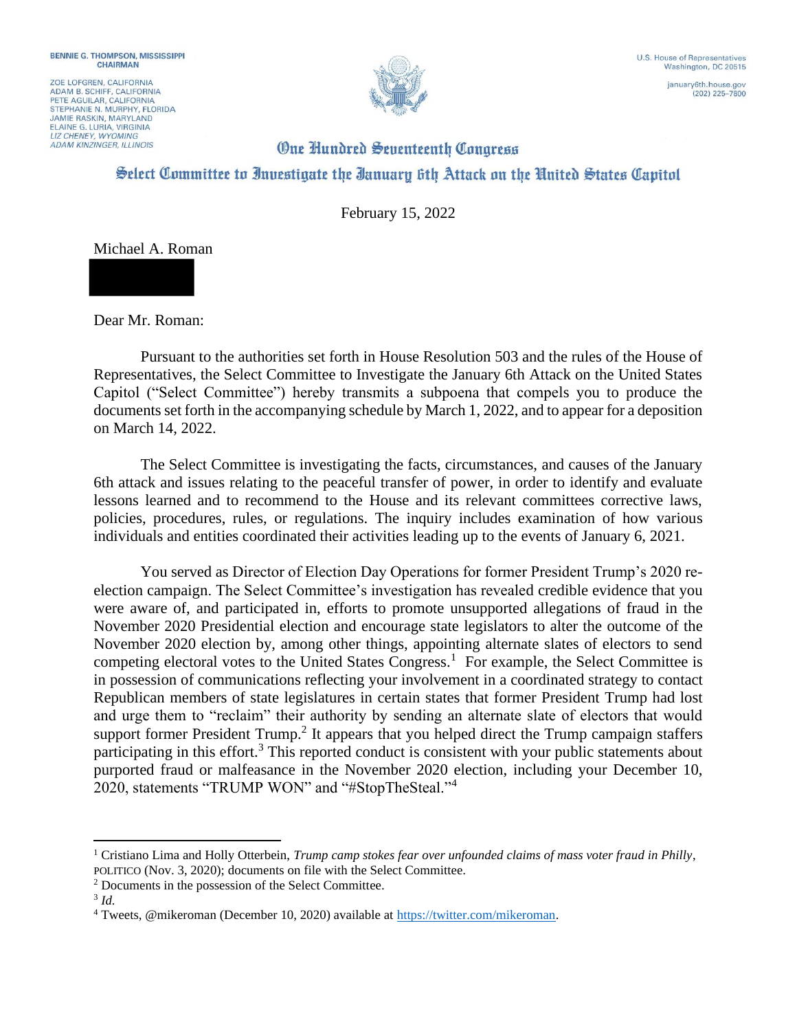**BENNIE G. THOMPSON, MISSISSIPPI**
**CHAIRMAN**

ZOE LOFGREN, CALIFORNIA
ADAM B. SCHIFF, CALIFORNIA
PETE AGUILAR, CALIFORNIA
STEPHANIE N. MURPHY, FLORIDA
JAMIE RASKIN, MARYLAND
ELAINE G. LURIA, VIRGINIA
*LIZ CHENEY, WYOMING*
*ADAM KINZINGER, ILLINOIS*

U.S. House of Representatives
Washington, DC 20515

january6th.house.gov
(202) 225–7800

# One Hundred Seventeenth Congress

## Select Committee to Investigate the January 6th Attack on the United States Capitol

February 15, 2022

Michael A. Roman

Dear Mr. Roman:

Pursuant to the authorities set forth in House Resolution 503 and the rules of the House of Representatives, the Select Committee to Investigate the January 6th Attack on the United States Capitol ("Select Committee") hereby transmits a subpoena that compels you to produce the documents set forth in the accompanying schedule by March 1, 2022, and to appear for a deposition on March 14, 2022.

The Select Committee is investigating the facts, circumstances, and causes of the January 6th attack and issues relating to the peaceful transfer of power, in order to identify and evaluate lessons learned and to recommend to the House and its relevant committees corrective laws, policies, procedures, rules, or regulations. The inquiry includes examination of how various individuals and entities coordinated their activities leading up to the events of January 6, 2021.

You served as Director of Election Day Operations for former President Trump's 2020 re-election campaign. The Select Committee's investigation has revealed credible evidence that you were aware of, and participated in, efforts to promote unsupported allegations of fraud in the November 2020 Presidential election and encourage state legislators to alter the outcome of the November 2020 election by, among other things, appointing alternate slates of electors to send competing electoral votes to the United States Congress.[1] For example, the Select Committee is in possession of communications reflecting your involvement in a coordinated strategy to contact Republican members of state legislatures in certain states that former President Trump had lost and urge them to "reclaim" their authority by sending an alternate slate of electors that would support former President Trump.[2] It appears that you helped direct the Trump campaign staffers participating in this effort.[3] This reported conduct is consistent with your public statements about purported fraud or malfeasance in the November 2020 election, including your December 10, 2020, statements "TRUMP WON" and "#StopTheSteal."[4]

---

[1] Cristiano Lima and Holly Otterbein, *Trump camp stokes fear over unfounded claims of mass voter fraud in Philly*, POLITICO (Nov. 3, 2020); documents on file with the Select Committee.

[2] Documents in the possession of the Select Committee.

[3] *Id.*

[4] Tweets, @mikeroman (December 10, 2020) available at https://twitter.com/mikeroman.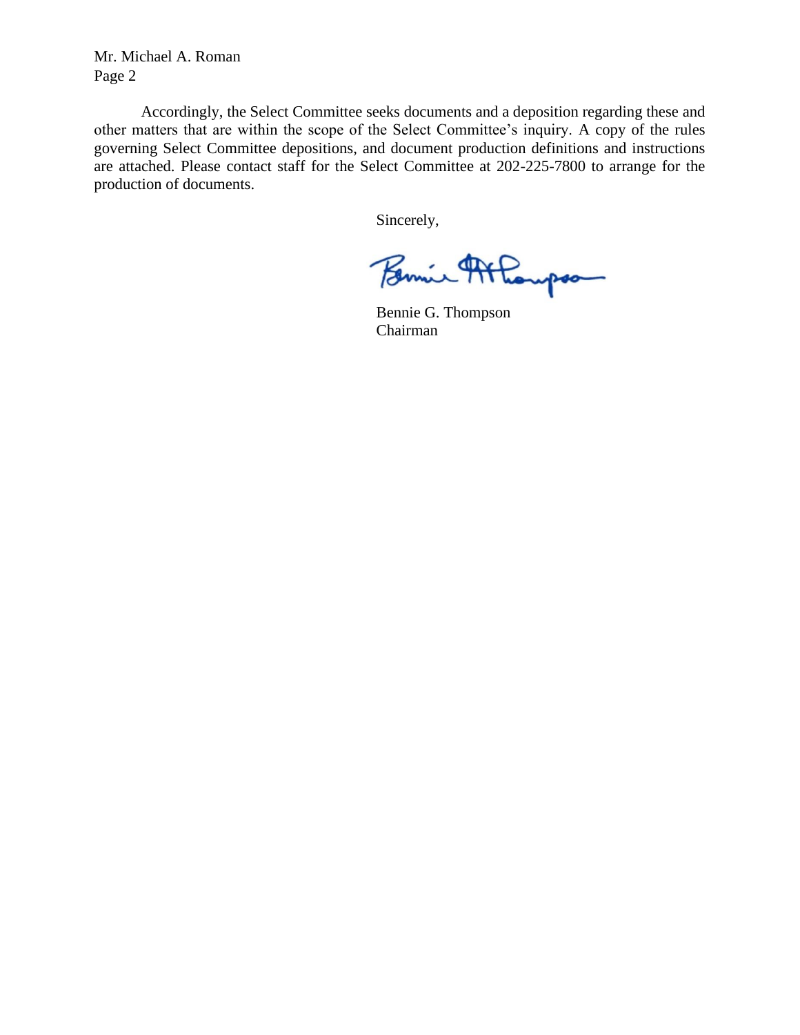Mr. Michael A. Roman
Page 2

Accordingly, the Select Committee seeks documents and a deposition regarding these and other matters that are within the scope of the Select Committee's inquiry. A copy of the rules governing Select Committee depositions, and document production definitions and instructions are attached. Please contact staff for the Select Committee at 202-225-7800 to arrange for the production of documents.

Sincerely,

Bennie G. Thompson
Chairman